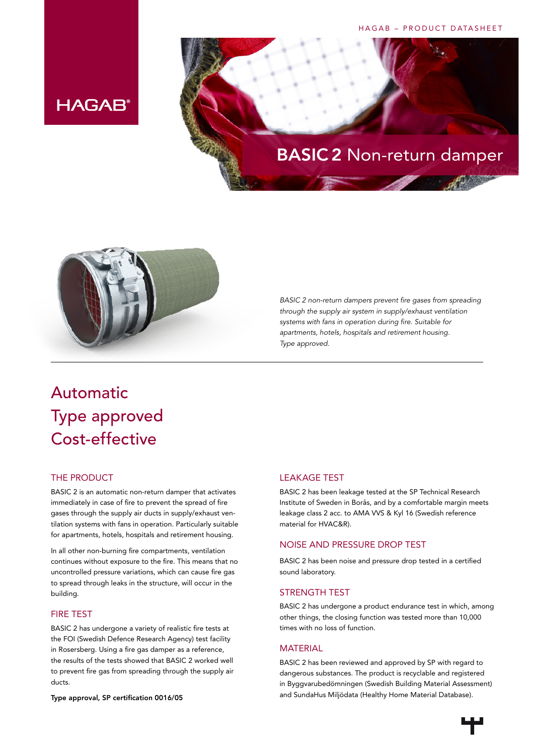HAGAB – PRODUCT DATASHEET

HAGAB®

# BASIC 2 Non-return damper

*BASIC 2 non-return dampers prevent fire gases from spreading through the supply air system in supply/exhaust ventilation systems with fans in operation during fire. Suitable for apartments, hotels, hospitals and retirement housing. Type approved.*

## Automatic
## Type approved
## Cost-effective

### THE PRODUCT

BASIC 2 is an automatic non-return damper that activates immediately in case of fire to prevent the spread of fire gases through the supply air ducts in supply/exhaust ventilation systems with fans in operation. Particularly suitable for apartments, hotels, hospitals and retirement housing.

In all other non-burning fire compartments, ventilation continues without exposure to the fire. This means that no uncontrolled pressure variations, which can cause fire gas to spread through leaks in the structure, will occur in the building.

### FIRE TEST

BASIC 2 has undergone a variety of realistic fire tests at the FOI (Swedish Defence Research Agency) test facility in Rosersberg. Using a fire gas damper as a reference, the results of the tests showed that BASIC 2 worked well to prevent fire gas from spreading through the supply air ducts.

**Type approval, SP certification 0016/05**

### LEAKAGE TEST

BASIC 2 has been leakage tested at the SP Technical Research Institute of Sweden in Borås, and by a comfortable margin meets leakage class 2 acc. to AMA VVS & Kyl 16 (Swedish reference material for HVAC&R).

### NOISE AND PRESSURE DROP TEST

BASIC 2 has been noise and pressure drop tested in a certified sound laboratory.

### STRENGTH TEST

BASIC 2 has undergone a product endurance test in which, among other things, the closing function was tested more than 10,000 times with no loss of function.

### MATERIAL

BASIC 2 has been reviewed and approved by SP with regard to dangerous substances. The product is recyclable and registered in Byggvarubedömningen (Swedish Building Material Assessment) and SundaHus Miljödata (Healthy Home Material Database).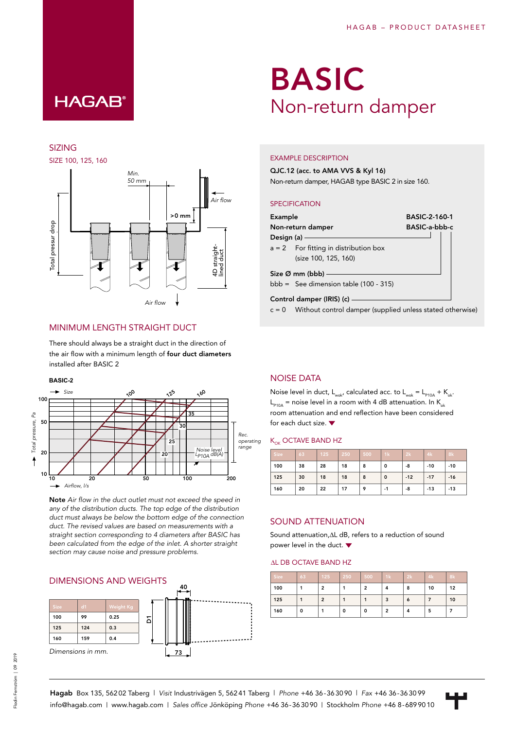HAGAB – PRODUCT DATASHEET

# BASIC

## Non-return damper

## SIZING

SIZE 100, 125, 160

Min.
50 mm
Air flow
>0 mm
Total pressur drop
4D straight-lined duct
Air flow

## MINIMUM LENGTH STRAIGHT DUCT

There should always be a straight duct in the direction of the air flow with a minimum length of **four duct diameters** installed after BASIC 2

**BASIC-2**

Size
100
125
160
Total pressure, Pa
100
50
20
10
35
30
25
20
Noise level $L_{P10A}$ dB(A)
Rec. operating range
10
20
50
100
200
Airflow, l/s

**Note** *Air flow in the duct outlet must not exceed the speed in any of the distribution ducts. The top edge of the distribution duct must always be below the bottom edge of the connection duct. The revised values are based on measurements with a straight section corresponding to 4 diameters after BASIC has been calculated from the edge of the inlet. A shorter straight section may cause noise and pressure problems.*

## DIMENSIONS AND WEIGHTS

| Size | d1 | Weight Kg |
|---|---|---|
| 100 | 99 | 0.25 |
| 125 | 124 | 0.3 |
| 160 | 159 | 0.4 |

*Dimensions in mm.*

40
D1
73

## EXAMPLE DESCRIPTION

**QJC.12 (acc. to AMA VVS & Kyl 16)**

Non-return damper, HAGAB type BASIC 2 in size 160.

## SPECIFICATION

| | |
|---|---|
| **Example** | **BASIC-2-160-1** |
| **Non-return damper** | **BASIC-a-bbb-c** |

**Design (a)**

a = 2 For fitting in distribution box (size 100, 125, 160)

**Size Ø mm (bbb)**

bbb = See dimension table (100 - 315)

**Control damper (IRIS) (c)**

c = 0 Without control damper (supplied unless stated otherwise)

## NOISE DATA

Noise level in duct, $L_{wok}$, calculated acc. to $L_{wok} = L_{P10A} + K_{ok}$. $L_{P10A}$ = noise level in a room with 4 dB attenuation. In $K_{ok}$ room attenuation and end reflection have been considered for each duct size. ▼

### $K_{OK}$ OCTAVE BAND HZ

| Size | 63 | 125 | 250 | 500 | 1k | 2k | 4k | 8k |
|---|---|---|---|---|---|---|---|---|
| 100 | 38 | 28 | 18 | 8 | 0 | -8 | -10 | -10 |
| 125 | 30 | 18 | 18 | 8 | 0 | -12 | -17 | -16 |
| 160 | 20 | 22 | 17 | 9 | -1 | -8 | -13 | -13 |

## SOUND ATTENUATION

Sound attenuation,ΔL dB, refers to a reduction of sound power level in the duct. ▼

### ΔL DB OCTAVE BAND HZ

| Size | 63 | 125 | 250 | 500 | 1k | 2k | 4k | 8k |
|---|---|---|---|---|---|---|---|---|
| 100 | 1 | 2 | 1 | 2 | 4 | 8 | 10 | 12 |
| 125 | 1 | 2 | 1 | 1 | 3 | 6 | 7 | 10 |
| 160 | 0 | 1 | 0 | 0 | 2 | 4 | 5 | 7 |

**Hagab** Box 135, 562 02 Taberg | *Visit* Industrivägen 5, 562 41 Taberg | *Phone* +46 36-36 30 90 | *Fax* +46 36-36 30 99
info@hagab.com | www.hagab.com | *Sales office* Jönköping *Phone* +46 36-36 30 90 | Stockholm *Phone* +46 8-689 90 10

Flodin Fernström | 09 2019